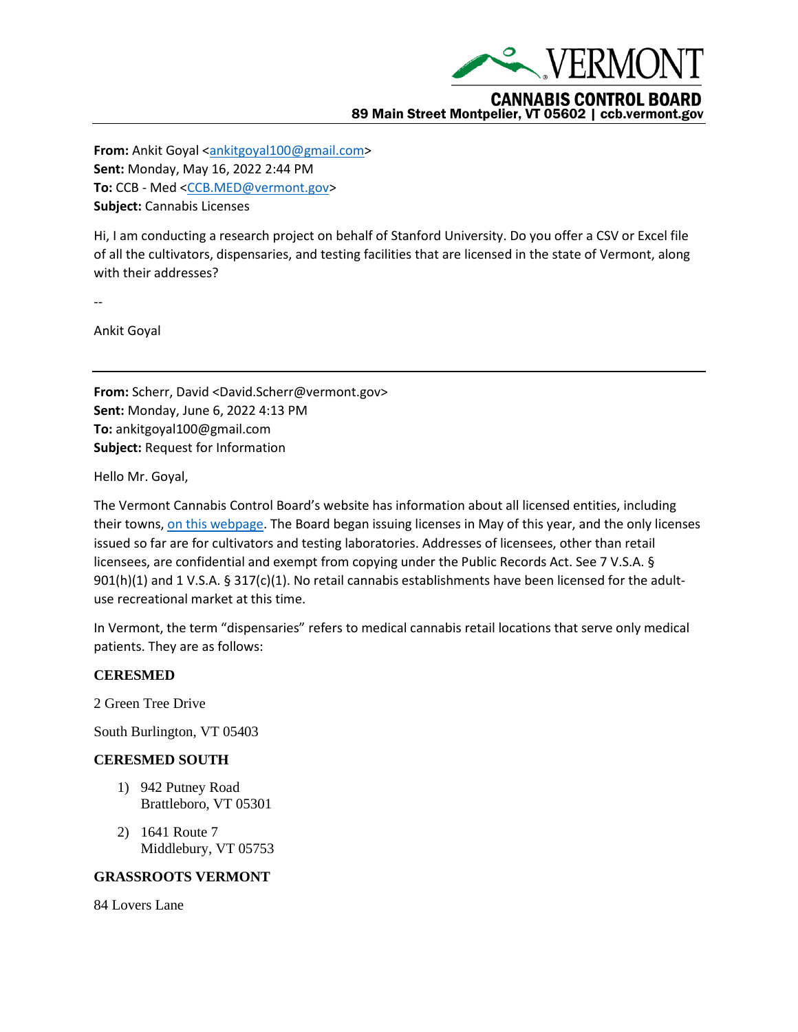VERMONT

CANNABIS CONTROL BOARD

89 Main Street Montpelier, VT 05602 | ccb.vermont.gov

---

**From:** Ankit Goyal <ankitgoyal100@gmail.com>
**Sent:** Monday, May 16, 2022 2:44 PM
**To:** CCB - Med <CCB.MED@vermont.gov>
**Subject:** Cannabis Licenses

Hi, I am conducting a research project on behalf of Stanford University. Do you offer a CSV or Excel file of all the cultivators, dispensaries, and testing facilities that are licensed in the state of Vermont, along with their addresses?

--

Ankit Goyal

---

**From:** Scherr, David <David.Scherr@vermont.gov>
**Sent:** Monday, June 6, 2022 4:13 PM
**To:** ankitgoyal100@gmail.com
**Subject:** Request for Information

Hello Mr. Goyal,

The Vermont Cannabis Control Board's website has information about all licensed entities, including their towns, on this webpage. The Board began issuing licenses in May of this year, and the only licenses issued so far are for cultivators and testing laboratories. Addresses of licensees, other than retail licensees, are confidential and exempt from copying under the Public Records Act. See 7 V.S.A. § 901(h)(1) and 1 V.S.A. § 317(c)(1). No retail cannabis establishments have been licensed for the adult-use recreational market at this time.

In Vermont, the term "dispensaries" refers to medical cannabis retail locations that serve only medical patients. They are as follows:

**CERESMED**

2 Green Tree Drive

South Burlington, VT 05403

**CERESMED SOUTH**

1) 942 Putney Road
   Brattleboro, VT 05301

2) 1641 Route 7
   Middlebury, VT 05753

**GRASSROOTS VERMONT**

84 Lovers Lane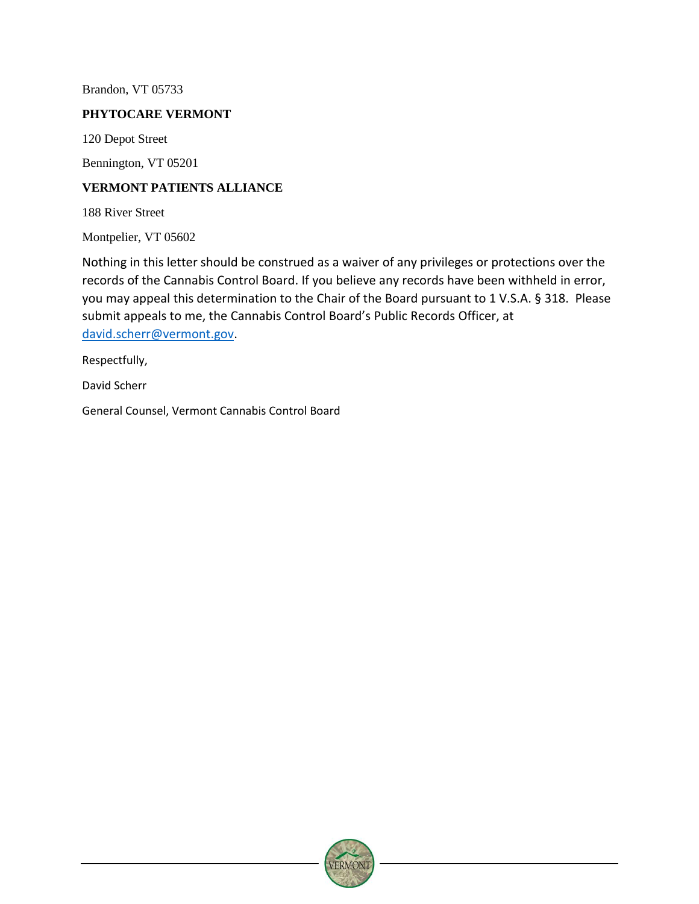Brandon, VT 05733

**PHYTOCARE VERMONT**

120 Depot Street

Bennington, VT 05201

**VERMONT PATIENTS ALLIANCE**

188 River Street

Montpelier, VT 05602

Nothing in this letter should be construed as a waiver of any privileges or protections over the records of the Cannabis Control Board. If you believe any records have been withheld in error, you may appeal this determination to the Chair of the Board pursuant to 1 V.S.A. § 318. Please submit appeals to me, the Cannabis Control Board's Public Records Officer, at david.scherr@vermont.gov.

Respectfully,

David Scherr

General Counsel, Vermont Cannabis Control Board